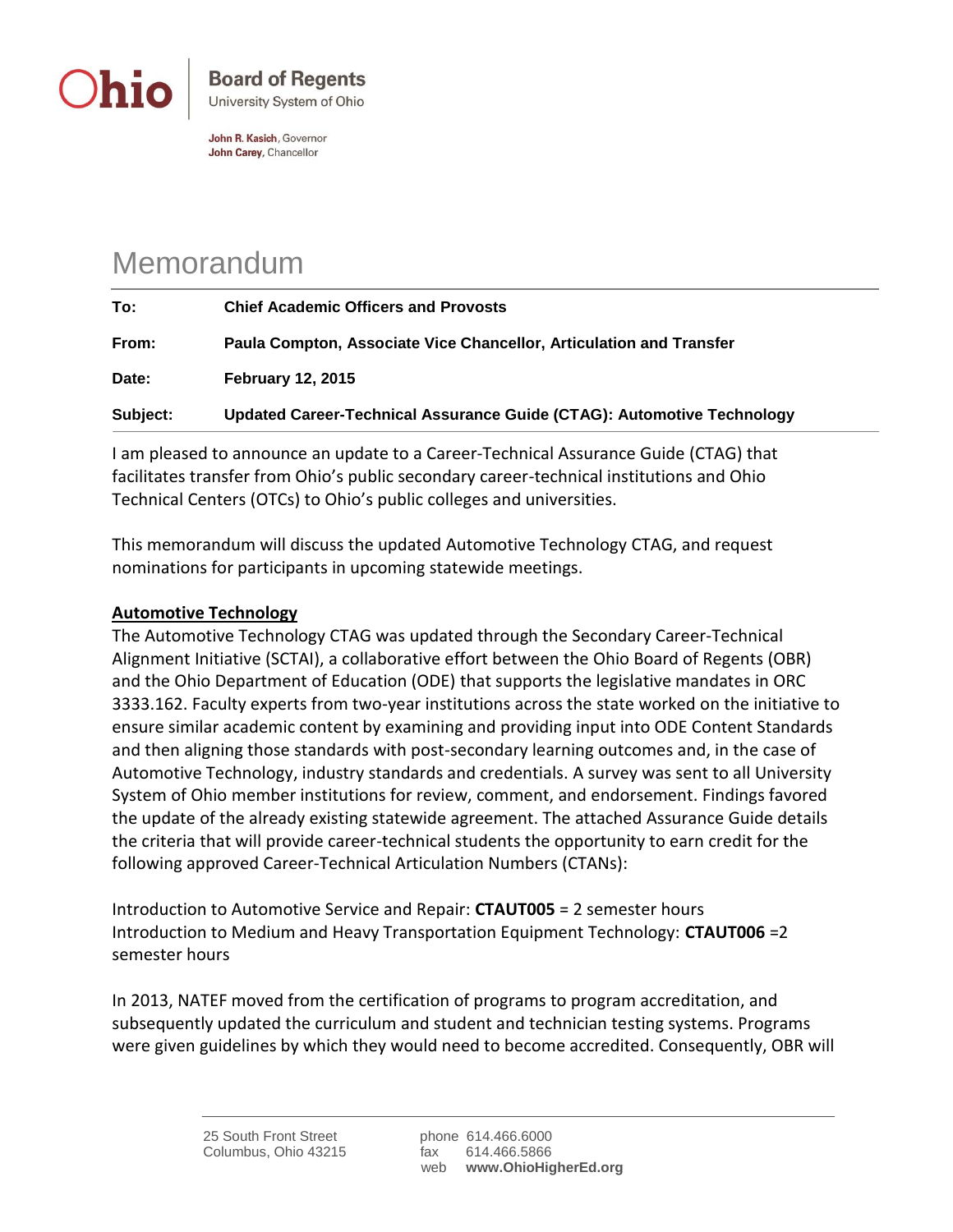Ohio | **Board of Regents**
University System of Ohio

**John R. Kasich**, Governor
**John Carey**, Chancellor

# Memorandum

| | |
|---|---|
| **To:** | **Chief Academic Officers and Provosts** |
| **From:** | **Paula Compton, Associate Vice Chancellor, Articulation and Transfer** |
| **Date:** | **February 12, 2015** |
| **Subject:** | **Updated Career-Technical Assurance Guide (CTAG): Automotive Technology** |

I am pleased to announce an update to a Career-Technical Assurance Guide (CTAG) that facilitates transfer from Ohio's public secondary career-technical institutions and Ohio Technical Centers (OTCs) to Ohio's public colleges and universities.

This memorandum will discuss the updated Automotive Technology CTAG, and request nominations for participants in upcoming statewide meetings.

**Automotive Technology**

The Automotive Technology CTAG was updated through the Secondary Career-Technical Alignment Initiative (SCTAI), a collaborative effort between the Ohio Board of Regents (OBR) and the Ohio Department of Education (ODE) that supports the legislative mandates in ORC 3333.162. Faculty experts from two-year institutions across the state worked on the initiative to ensure similar academic content by examining and providing input into ODE Content Standards and then aligning those standards with post-secondary learning outcomes and, in the case of Automotive Technology, industry standards and credentials. A survey was sent to all University System of Ohio member institutions for review, comment, and endorsement. Findings favored the update of the already existing statewide agreement. The attached Assurance Guide details the criteria that will provide career-technical students the opportunity to earn credit for the following approved Career-Technical Articulation Numbers (CTANs):

Introduction to Automotive Service and Repair: **CTAUT005** = 2 semester hours
Introduction to Medium and Heavy Transportation Equipment Technology: **CTAUT006** =2 semester hours

In 2013, NATEF moved from the certification of programs to program accreditation, and subsequently updated the curriculum and student and technician testing systems. Programs were given guidelines by which they would need to become accredited. Consequently, OBR will

25 South Front Street
Columbus, Ohio 43215

phone 614.466.6000
fax 614.466.5866
web **www.OhioHigherEd.org**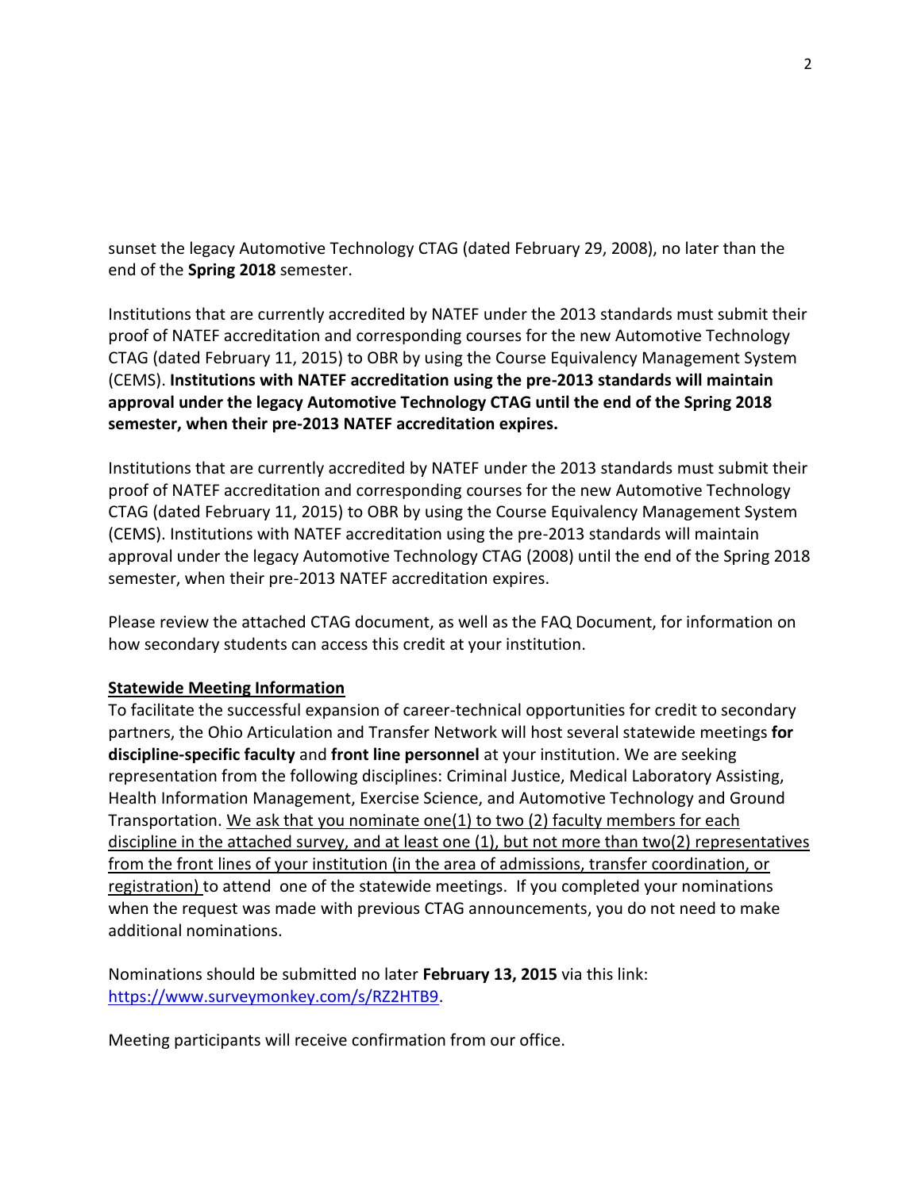sunset the legacy Automotive Technology CTAG (dated February 29, 2008), no later than the end of the **Spring 2018** semester.

Institutions that are currently accredited by NATEF under the 2013 standards must submit their proof of NATEF accreditation and corresponding courses for the new Automotive Technology CTAG (dated February 11, 2015) to OBR by using the Course Equivalency Management System (CEMS). **Institutions with NATEF accreditation using the pre-2013 standards will maintain approval under the legacy Automotive Technology CTAG until the end of the Spring 2018 semester, when their pre-2013 NATEF accreditation expires.**

Institutions that are currently accredited by NATEF under the 2013 standards must submit their proof of NATEF accreditation and corresponding courses for the new Automotive Technology CTAG (dated February 11, 2015) to OBR by using the Course Equivalency Management System (CEMS). Institutions with NATEF accreditation using the pre-2013 standards will maintain approval under the legacy Automotive Technology CTAG (2008) until the end of the Spring 2018 semester, when their pre-2013 NATEF accreditation expires.

Please review the attached CTAG document, as well as the FAQ Document, for information on how secondary students can access this credit at your institution.

**Statewide Meeting Information**

To facilitate the successful expansion of career-technical opportunities for credit to secondary partners, the Ohio Articulation and Transfer Network will host several statewide meetings **for discipline-specific faculty** and **front line personnel** at your institution. We are seeking representation from the following disciplines: Criminal Justice, Medical Laboratory Assisting, Health Information Management, Exercise Science, and Automotive Technology and Ground Transportation. We ask that you nominate one(1) to two (2) faculty members for each discipline in the attached survey, and at least one (1), but not more than two(2) representatives from the front lines of your institution (in the area of admissions, transfer coordination, or registration) to attend one of the statewide meetings. If you completed your nominations when the request was made with previous CTAG announcements, you do not need to make additional nominations.

Nominations should be submitted no later **February 13, 2015** via this link: https://www.surveymonkey.com/s/RZ2HTB9.

Meeting participants will receive confirmation from our office.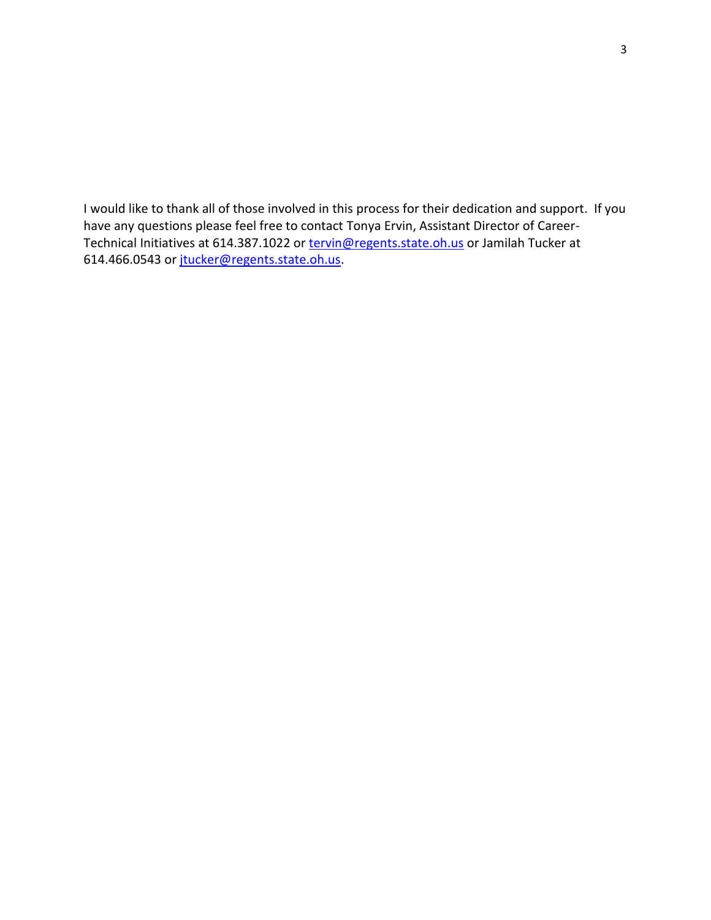I would like to thank all of those involved in this process for their dedication and support. If you have any questions please feel free to contact Tonya Ervin, Assistant Director of Career-Technical Initiatives at 614.387.1022 or tervin@regents.state.oh.us or Jamilah Tucker at 614.466.0543 or jtucker@regents.state.oh.us.